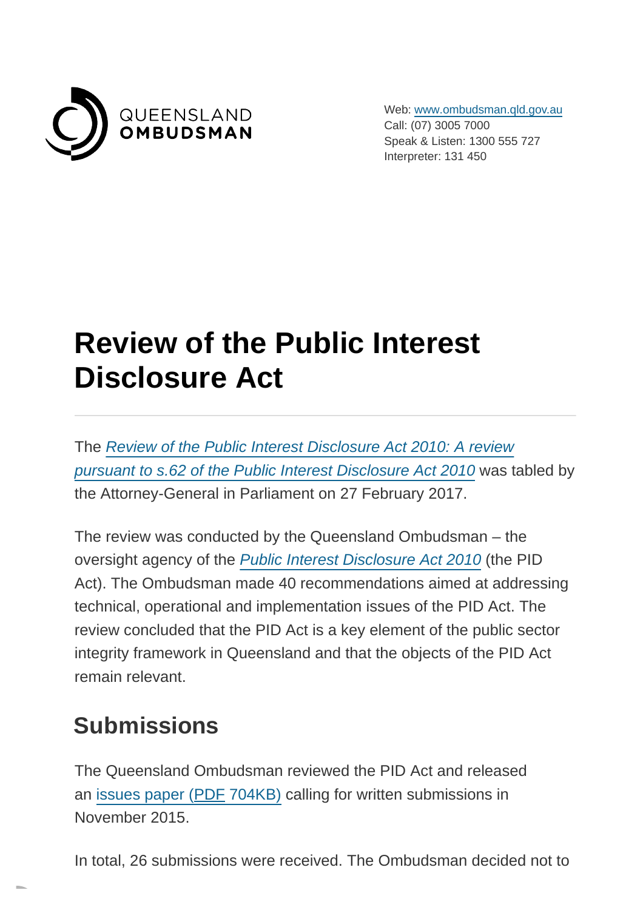QUEENSLAND
**OMBUDSMAN**

Web: www.ombudsman.qld.gov.au
Call: (07) 3005 7000
Speak & Listen: 1300 555 727
Interpreter: 131 450

# Review of the Public Interest Disclosure Act

The *Review of the Public Interest Disclosure Act 2010: A review pursuant to s.62 of the Public Interest Disclosure Act 2010* was tabled by the Attorney-General in Parliament on 27 February 2017.

The review was conducted by the Queensland Ombudsman – the oversight agency of the *Public Interest Disclosure Act 2010* (the PID Act). The Ombudsman made 40 recommendations aimed at addressing technical, operational and implementation issues of the PID Act. The review concluded that the PID Act is a key element of the public sector integrity framework in Queensland and that the objects of the PID Act remain relevant.

## Submissions

The Queensland Ombudsman reviewed the PID Act and released an issues paper (PDF 704KB) calling for written submissions in November 2015.

In total, 26 submissions were received. The Ombudsman decided not to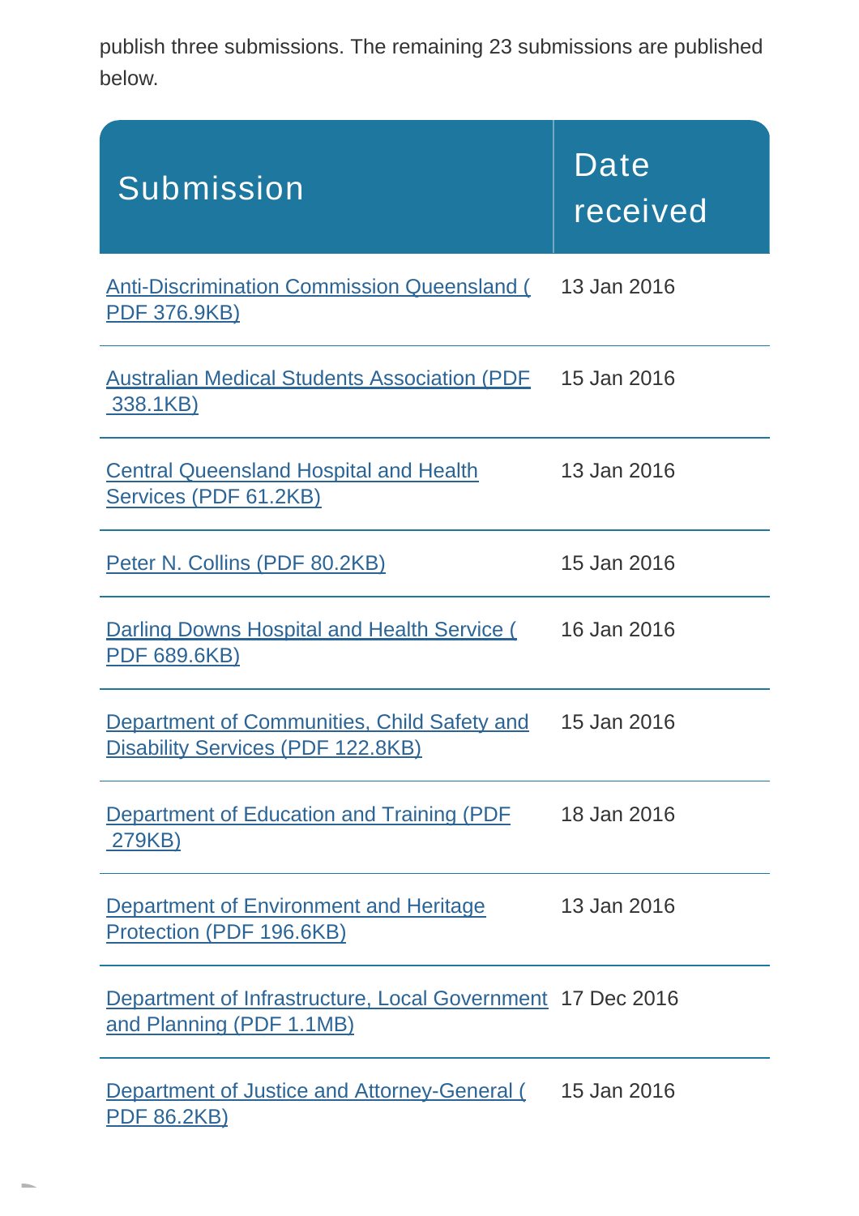publish three submissions. The remaining 23 submissions are published below.

| Submission | Date received |
|---|---|
| Anti-Discrimination Commission Queensland (PDF 376.9KB) | 13 Jan 2016 |
| Australian Medical Students Association (PDF 338.1KB) | 15 Jan 2016 |
| Central Queensland Hospital and Health Services (PDF 61.2KB) | 13 Jan 2016 |
| Peter N. Collins (PDF 80.2KB) | 15 Jan 2016 |
| Darling Downs Hospital and Health Service (PDF 689.6KB) | 16 Jan 2016 |
| Department of Communities, Child Safety and Disability Services (PDF 122.8KB) | 15 Jan 2016 |
| Department of Education and Training (PDF 279KB) | 18 Jan 2016 |
| Department of Environment and Heritage Protection (PDF 196.6KB) | 13 Jan 2016 |
| Department of Infrastructure, Local Government and Planning (PDF 1.1MB) | 17 Dec 2016 |
| Department of Justice and Attorney-General (PDF 86.2KB) | 15 Jan 2016 |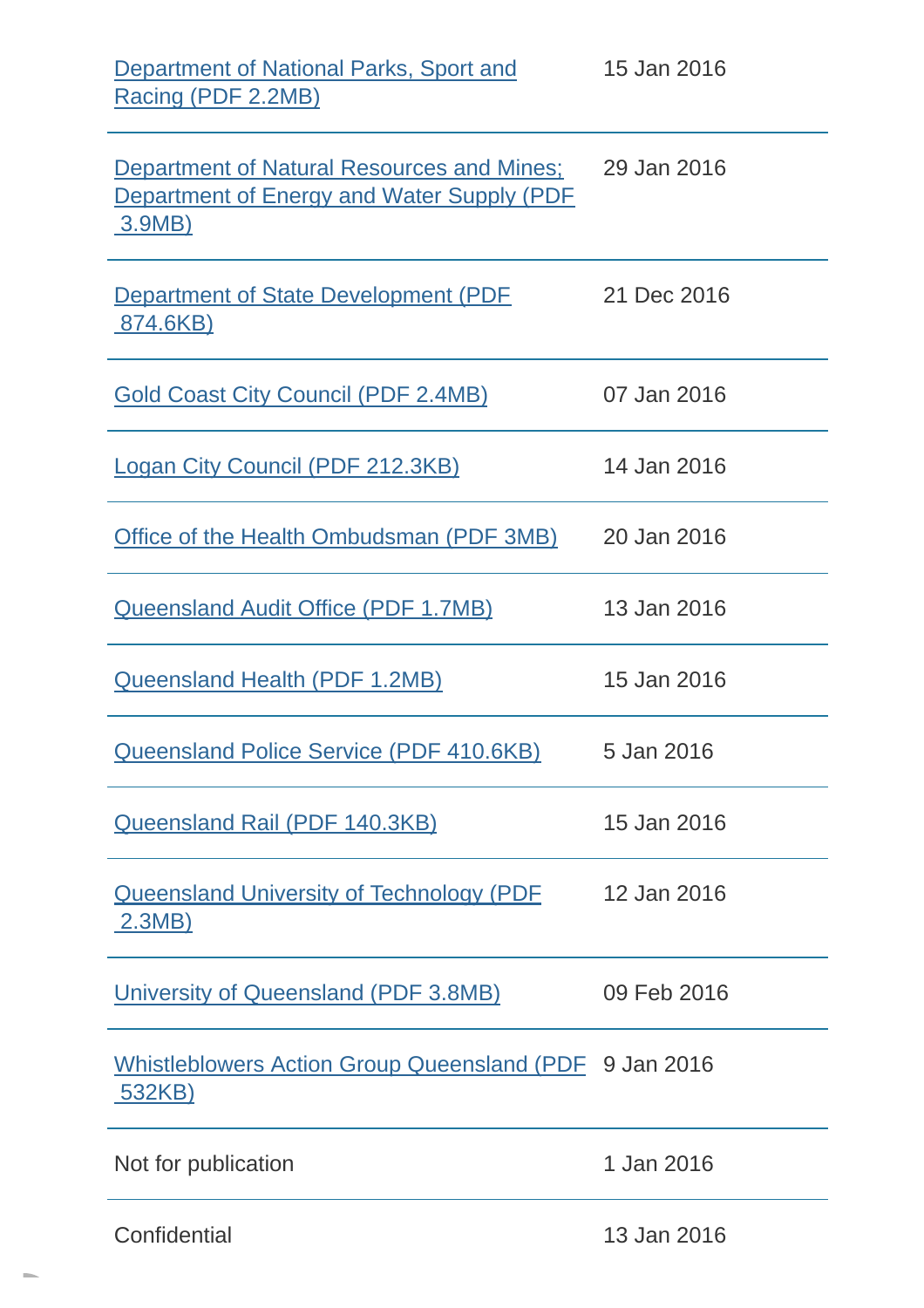| | |
|---|---|
| Department of National Parks, Sport and Racing (PDF 2.2MB) | 15 Jan 2016 |
| Department of Natural Resources and Mines; Department of Energy and Water Supply (PDF 3.9MB) | 29 Jan 2016 |
| Department of State Development (PDF 874.6KB) | 21 Dec 2016 |
| Gold Coast City Council (PDF 2.4MB) | 07 Jan 2016 |
| Logan City Council (PDF 212.3KB) | 14 Jan 2016 |
| Office of the Health Ombudsman (PDF 3MB) | 20 Jan 2016 |
| Queensland Audit Office (PDF 1.7MB) | 13 Jan 2016 |
| Queensland Health (PDF 1.2MB) | 15 Jan 2016 |
| Queensland Police Service (PDF 410.6KB) | 5 Jan 2016 |
| Queensland Rail (PDF 140.3KB) | 15 Jan 2016 |
| Queensland University of Technology (PDF 2.3MB) | 12 Jan 2016 |
| University of Queensland (PDF 3.8MB) | 09 Feb 2016 |
| Whistleblowers Action Group Queensland (PDF 532KB) | 9 Jan 2016 |
| Not for publication | 1 Jan 2016 |
| Confidential | 13 Jan 2016 |